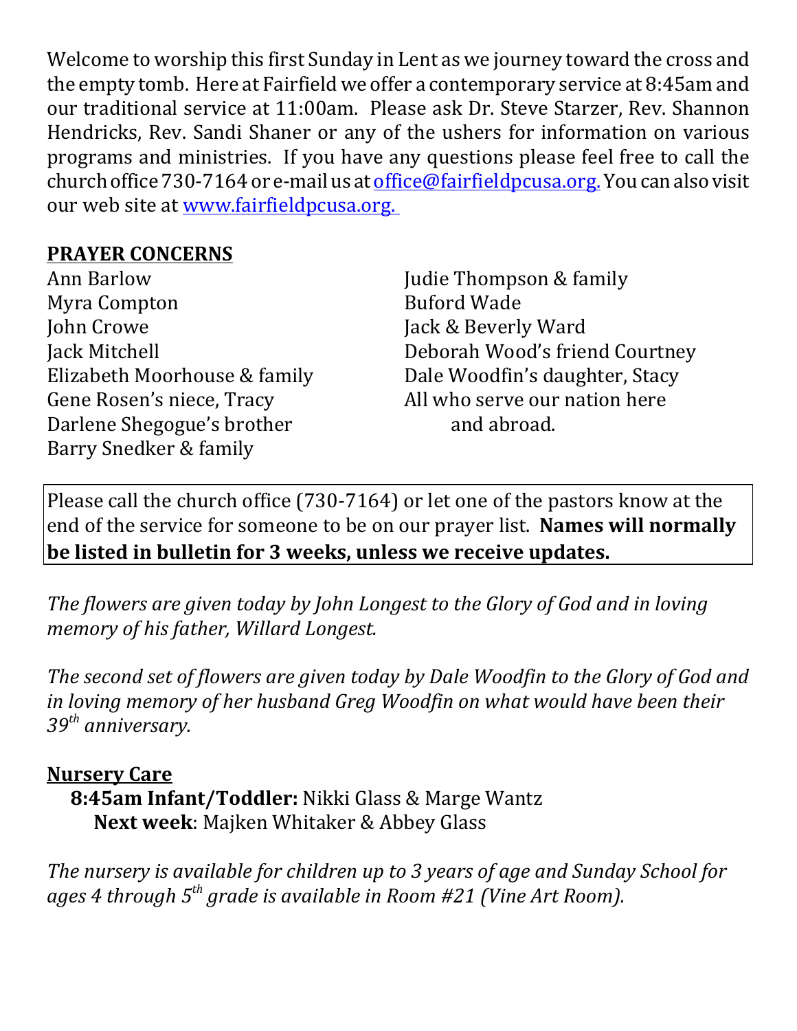Welcome to worship this first Sunday in Lent as we journey toward the cross and the empty tomb. Here at Fairfield we offer a contemporary service at 8:45am and our traditional service at 11:00am. Please ask Dr. Steve Starzer, Rev. Shannon Hendricks, Rev. Sandi Shaner or any of the ushers for information on various programs and ministries. If you have any questions please feel free to call the church office 730-7164 or e-mail us at office@fairfieldpcusa.org. You can also visit our web site at www.fairfieldpcusa.org.

**PRAYER CONCERNS**

Ann Barlow
Myra Compton
John Crowe
Jack Mitchell
Elizabeth Moorhouse & family
Gene Rosen's niece, Tracy
Darlene Shegogue's brother
Barry Snedker & family
Judie Thompson & family
Buford Wade
Jack & Beverly Ward
Deborah Wood's friend Courtney
Dale Woodfin's daughter, Stacy
All who serve our nation here and abroad.

Please call the church office (730-7164) or let one of the pastors know at the end of the service for someone to be on our prayer list. **Names will normally be listed in bulletin for 3 weeks, unless we receive updates.**

*The flowers are given today by John Longest to the Glory of God and in loving memory of his father, Willard Longest.*

*The second set of flowers are given today by Dale Woodfin to the Glory of God and in loving memory of her husband Greg Woodfin on what would have been their 39th anniversary.*

**Nursery Care**

**8:45am Infant/Toddler:** Nikki Glass & Marge Wantz
**Next week**: Majken Whitaker & Abbey Glass

*The nursery is available for children up to 3 years of age and Sunday School for ages 4 through 5th grade is available in Room #21 (Vine Art Room).*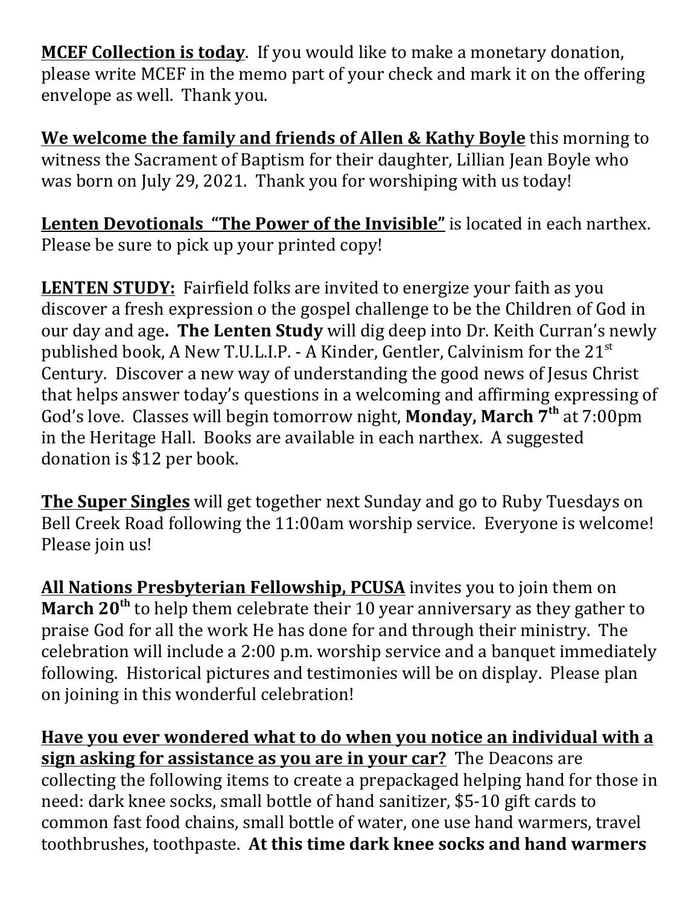**MCEF Collection is today**. If you would like to make a monetary donation, please write MCEF in the memo part of your check and mark it on the offering envelope as well. Thank you.

**We welcome the family and friends of Allen & Kathy Boyle** this morning to witness the Sacrament of Baptism for their daughter, Lillian Jean Boyle who was born on July 29, 2021. Thank you for worshiping with us today!

**Lenten Devotionals "The Power of the Invisible"** is located in each narthex. Please be sure to pick up your printed copy!

**LENTEN STUDY:** Fairfield folks are invited to energize your faith as you discover a fresh expression o the gospel challenge to be the Children of God in our day and age**. The Lenten Study** will dig deep into Dr. Keith Curran's newly published book, A New T.U.L.I.P. - A Kinder, Gentler, Calvinism for the 21st Century. Discover a new way of understanding the good news of Jesus Christ that helps answer today's questions in a welcoming and affirming expressing of God's love. Classes will begin tomorrow night, **Monday, March 7th** at 7:00pm in the Heritage Hall. Books are available in each narthex. A suggested donation is $12 per book.

**The Super Singles** will get together next Sunday and go to Ruby Tuesdays on Bell Creek Road following the 11:00am worship service. Everyone is welcome! Please join us!

**All Nations Presbyterian Fellowship, PCUSA** invites you to join them on **March 20th** to help them celebrate their 10 year anniversary as they gather to praise God for all the work He has done for and through their ministry. The celebration will include a 2:00 p.m. worship service and a banquet immediately following. Historical pictures and testimonies will be on display. Please plan on joining in this wonderful celebration!

**Have you ever wondered what to do when you notice an individual with a sign asking for assistance as you are in your car?** The Deacons are collecting the following items to create a prepackaged helping hand for those in need: dark knee socks, small bottle of hand sanitizer, $5-10 gift cards to common fast food chains, small bottle of water, one use hand warmers, travel toothbrushes, toothpaste. **At this time dark knee socks and hand warmers**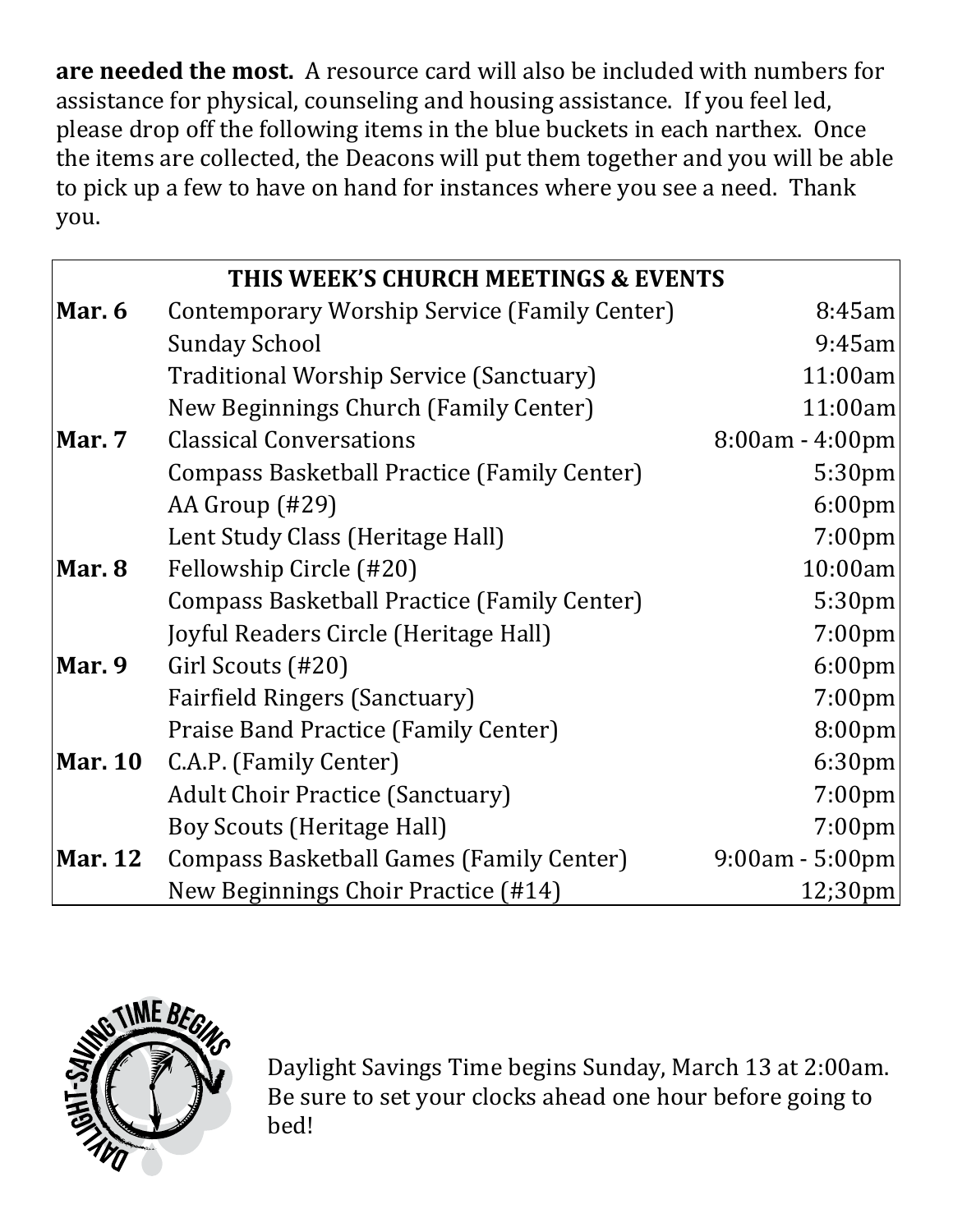**are needed the most.** A resource card will also be included with numbers for assistance for physical, counseling and housing assistance. If you feel led, please drop off the following items in the blue buckets in each narthex. Once the items are collected, the Deacons will put them together and you will be able to pick up a few to have on hand for instances where you see a need. Thank you.

| THIS WEEK'S CHURCH MEETINGS & EVENTS | | |
|---|---|---|
| **Mar. 6** | Contemporary Worship Service (Family Center) | 8:45am |
| | Sunday School | 9:45am |
| | Traditional Worship Service (Sanctuary) | 11:00am |
| | New Beginnings Church (Family Center) | 11:00am |
| **Mar. 7** | Classical Conversations | 8:00am - 4:00pm |
| | Compass Basketball Practice (Family Center) | 5:30pm |
| | AA Group (#29) | 6:00pm |
| | Lent Study Class (Heritage Hall) | 7:00pm |
| **Mar. 8** | Fellowship Circle (#20) | 10:00am |
| | Compass Basketball Practice (Family Center) | 5:30pm |
| | Joyful Readers Circle (Heritage Hall) | 7:00pm |
| **Mar. 9** | Girl Scouts (#20) | 6:00pm |
| | Fairfield Ringers (Sanctuary) | 7:00pm |
| | Praise Band Practice (Family Center) | 8:00pm |
| **Mar. 10** | C.A.P. (Family Center) | 6:30pm |
| | Adult Choir Practice (Sanctuary) | 7:00pm |
| | Boy Scouts (Heritage Hall) | 7:00pm |
| **Mar. 12** | Compass Basketball Games (Family Center) | 9:00am - 5:00pm |
| | New Beginnings Choir Practice (#14) | 12;30pm |

DAYLIGHT-SAVING TIME BEGINS

Daylight Savings Time begins Sunday, March 13 at 2:00am. Be sure to set your clocks ahead one hour before going to bed!